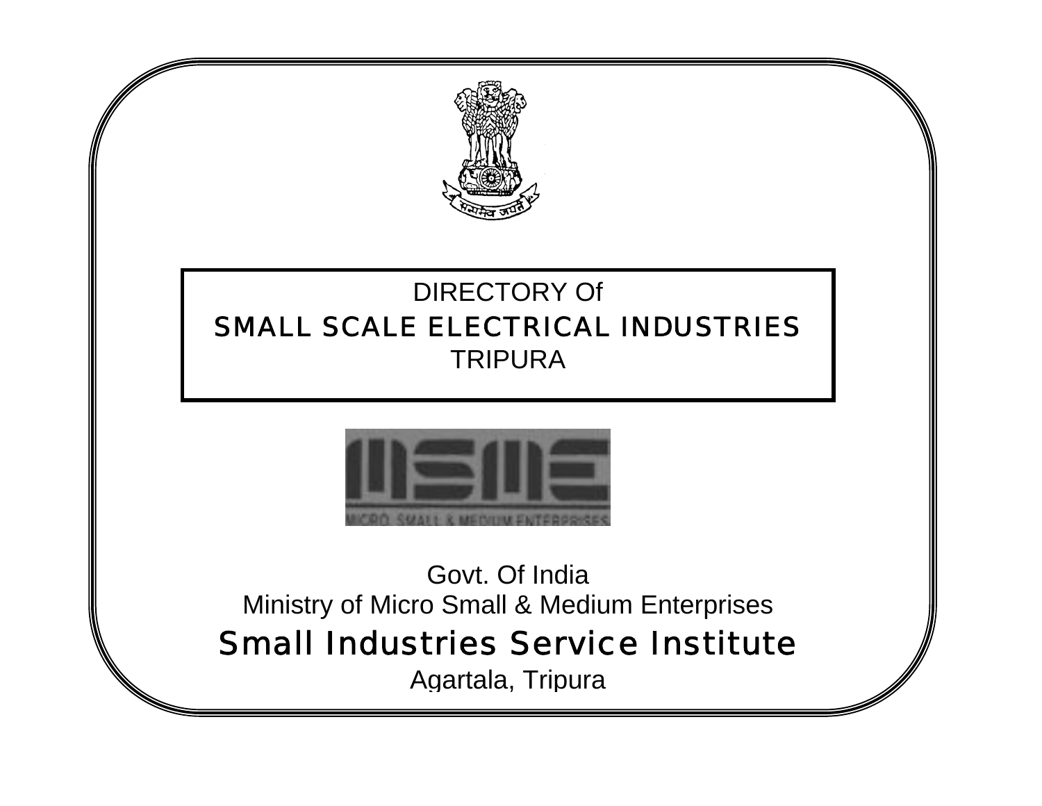# DIRECTORY Of SMALL SCALE ELECTRICAL INDUSTRIES TRIPURA

MICRO, SMALL & MEDIUM ENTERPRISES

Govt. Of India

Ministry of Micro Small & Medium Enterprises

## Small Industries Service Institute

Agartala, Tripura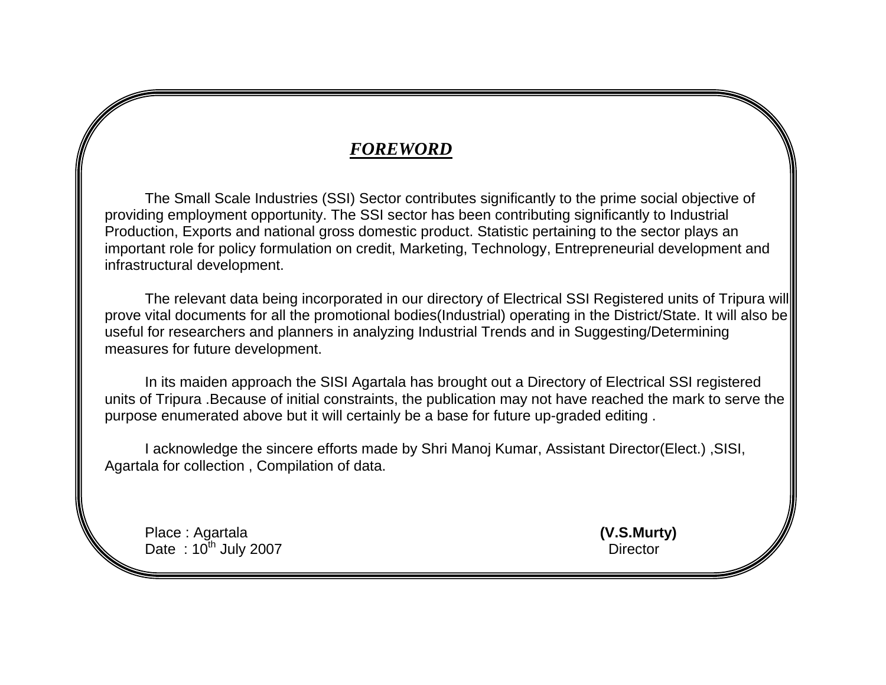## ***FOREWORD***

The Small Scale Industries (SSI) Sector contributes significantly to the prime social objective of providing employment opportunity. The SSI sector has been contributing significantly to Industrial Production, Exports and national gross domestic product. Statistic pertaining to the sector plays an important role for policy formulation on credit, Marketing, Technology, Entrepreneurial development and infrastructural development.

The relevant data being incorporated in our directory of Electrical SSI Registered units of Tripura will prove vital documents for all the promotional bodies(Industrial) operating in the District/State. It will also be useful for researchers and planners in analyzing Industrial Trends and in Suggesting/Determining measures for future development.

In its maiden approach the SISI Agartala has brought out a Directory of Electrical SSI registered units of Tripura .Because of initial constraints, the publication may not have reached the mark to serve the purpose enumerated above but it will certainly be a base for future up-graded editing .

I acknowledge the sincere efforts made by Shri Manoj Kumar, Assistant Director(Elect.) ,SISI, Agartala for collection , Compilation of data.

Place : Agartala
Date : 10th July 2007

**(V.S.Murty)**
Director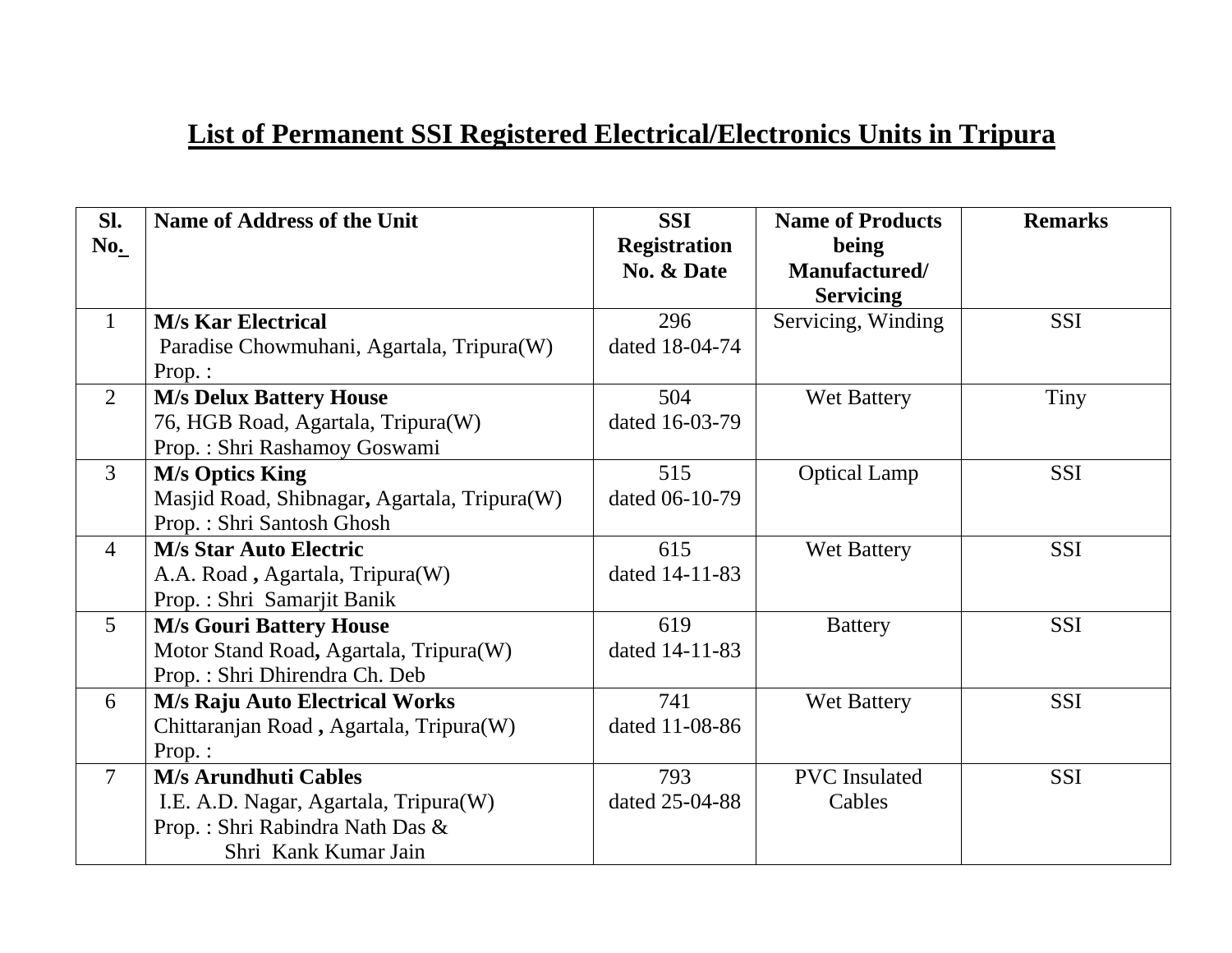# List of Permanent SSI Registered Electrical/Electronics Units in Tripura

| Sl. No. | Name of Address of the Unit | SSI Registration No. & Date | Name of Products being Manufactured/ Servicing | Remarks |
|---|---|---|---|---|
| 1 | **M/s Kar Electrical**<br>Paradise Chowmuhani, Agartala, Tripura(W)<br>Prop. : | 296<br>dated 18-04-74 | Servicing, Winding | SSI |
| 2 | **M/s Delux Battery House**<br>76, HGB Road, Agartala, Tripura(W)<br>Prop. : Shri Rashamoy Goswami | 504<br>dated 16-03-79 | Wet Battery | Tiny |
| 3 | **M/s Optics King**<br>Masjid Road, Shibnagar, Agartala, Tripura(W)<br>Prop. : Shri Santosh Ghosh | 515<br>dated 06-10-79 | Optical Lamp | SSI |
| 4 | **M/s Star Auto Electric**<br>A.A. Road , Agartala, Tripura(W)<br>Prop. : Shri Samarjit Banik | 615<br>dated 14-11-83 | Wet Battery | SSI |
| 5 | **M/s Gouri Battery House**<br>Motor Stand Road, Agartala, Tripura(W)<br>Prop. : Shri Dhirendra Ch. Deb | 619<br>dated 14-11-83 | Battery | SSI |
| 6 | **M/s Raju Auto Electrical Works**<br>Chittaranjan Road , Agartala, Tripura(W)<br>Prop. : | 741<br>dated 11-08-86 | Wet Battery | SSI |
| 7 | **M/s Arundhuti Cables**<br>I.E. A.D. Nagar, Agartala, Tripura(W)<br>Prop. : Shri Rabindra Nath Das &<br>Shri Kank Kumar Jain | 793<br>dated 25-04-88 | PVC Insulated Cables | SSI |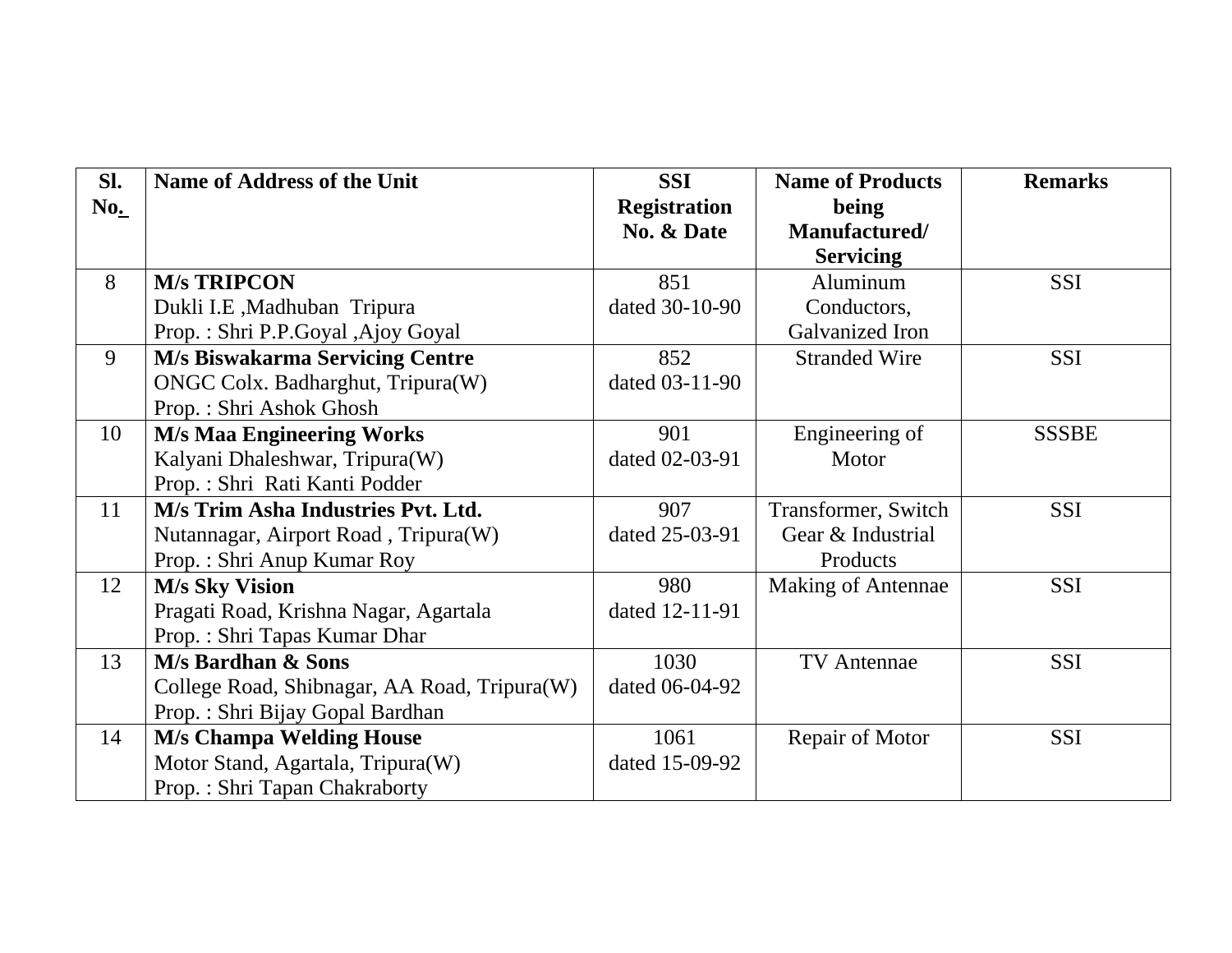| Sl. No. | Name of Address of the Unit | SSI Registration No. & Date | Name of Products being Manufactured/ Servicing | Remarks |
|---|---|---|---|---|
| 8 | **M/s TRIPCON**<br>Dukli I.E ,Madhuban Tripura<br>Prop. : Shri P.P.Goyal ,Ajoy Goyal | 851<br>dated 30-10-90 | Aluminum Conductors, Galvanized Iron | SSI |
| 9 | **M/s Biswakarma Servicing Centre**<br>ONGC Colx. Badharghut, Tripura(W)<br>Prop. : Shri Ashok Ghosh | 852<br>dated 03-11-90 | Stranded Wire | SSI |
| 10 | **M/s Maa Engineering Works**<br>Kalyani Dhaleshwar, Tripura(W)<br>Prop. : Shri Rati Kanti Podder | 901<br>dated 02-03-91 | Engineering of Motor | SSSBE |
| 11 | **M/s Trim Asha Industries Pvt. Ltd.**<br>Nutannagar, Airport Road , Tripura(W)<br>Prop. : Shri Anup Kumar Roy | 907<br>dated 25-03-91 | Transformer, Switch Gear & Industrial Products | SSI |
| 12 | **M/s Sky Vision**<br>Pragati Road, Krishna Nagar, Agartala<br>Prop. : Shri Tapas Kumar Dhar | 980<br>dated 12-11-91 | Making of Antennae | SSI |
| 13 | **M/s Bardhan & Sons**<br>College Road, Shibnagar, AA Road, Tripura(W)<br>Prop. : Shri Bijay Gopal Bardhan | 1030<br>dated 06-04-92 | TV Antennae | SSI |
| 14 | **M/s Champa Welding House**<br>Motor Stand, Agartala, Tripura(W)<br>Prop. : Shri Tapan Chakraborty | 1061<br>dated 15-09-92 | Repair of Motor | SSI |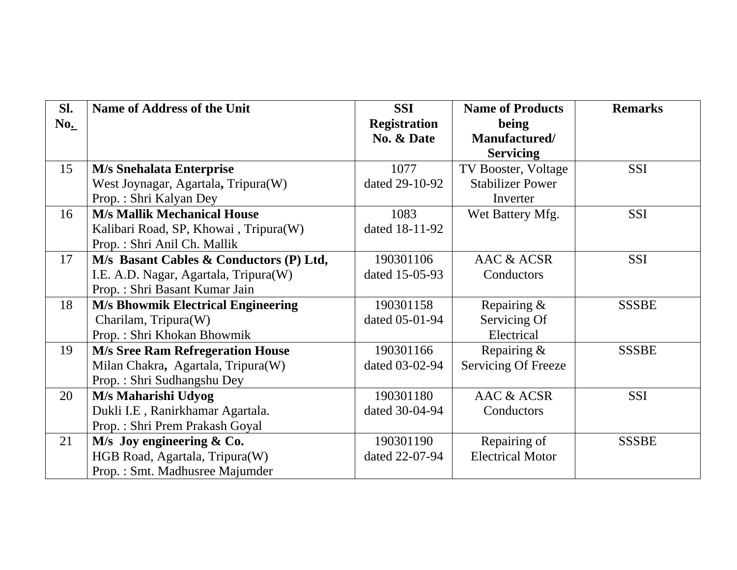| Sl. No. | Name of Address of the Unit | SSI Registration No. & Date | Name of Products being Manufactured/ Servicing | Remarks |
|---|---|---|---|---|
| 15 | **M/s Snehalata Enterprise**<br>West Joynagar, Agartala, Tripura(W)<br>Prop. : Shri Kalyan Dey | 1077<br>dated 29-10-92 | TV Booster, Voltage Stabilizer Power Inverter | SSI |
| 16 | **M/s Mallik Mechanical House**<br>Kalibari Road, SP, Khowai , Tripura(W)<br>Prop. : Shri Anil Ch. Mallik | 1083<br>dated 18-11-92 | Wet Battery Mfg. | SSI |
| 17 | **M/s Basant Cables & Conductors (P) Ltd,**<br>I.E. A.D. Nagar, Agartala, Tripura(W)<br>Prop. : Shri Basant Kumar Jain | 190301106<br>dated 15-05-93 | AAC & ACSR Conductors | SSI |
| 18 | **M/s Bhowmik Electrical Engineering**<br>Charilam, Tripura(W)<br>Prop. : Shri Khokan Bhowmik | 190301158<br>dated 05-01-94 | Repairing & Servicing Of Electrical | SSSBE |
| 19 | **M/s Sree Ram Refregeration House**<br>Milan Chakra, Agartala, Tripura(W)<br>Prop. : Shri Sudhangshu Dey | 190301166<br>dated 03-02-94 | Repairing & Servicing Of Freeze | SSSBE |
| 20 | **M/s Maharishi Udyog**<br>Dukli I.E , Ranirkhamar Agartala.<br>Prop. : Shri Prem Prakash Goyal | 190301180<br>dated 30-04-94 | AAC & ACSR Conductors | SSI |
| 21 | **M/s Joy engineering & Co.**<br>HGB Road, Agartala, Tripura(W)<br>Prop. : Smt. Madhusree Majumder | 190301190<br>dated 22-07-94 | Repairing of Electrical Motor | SSSBE |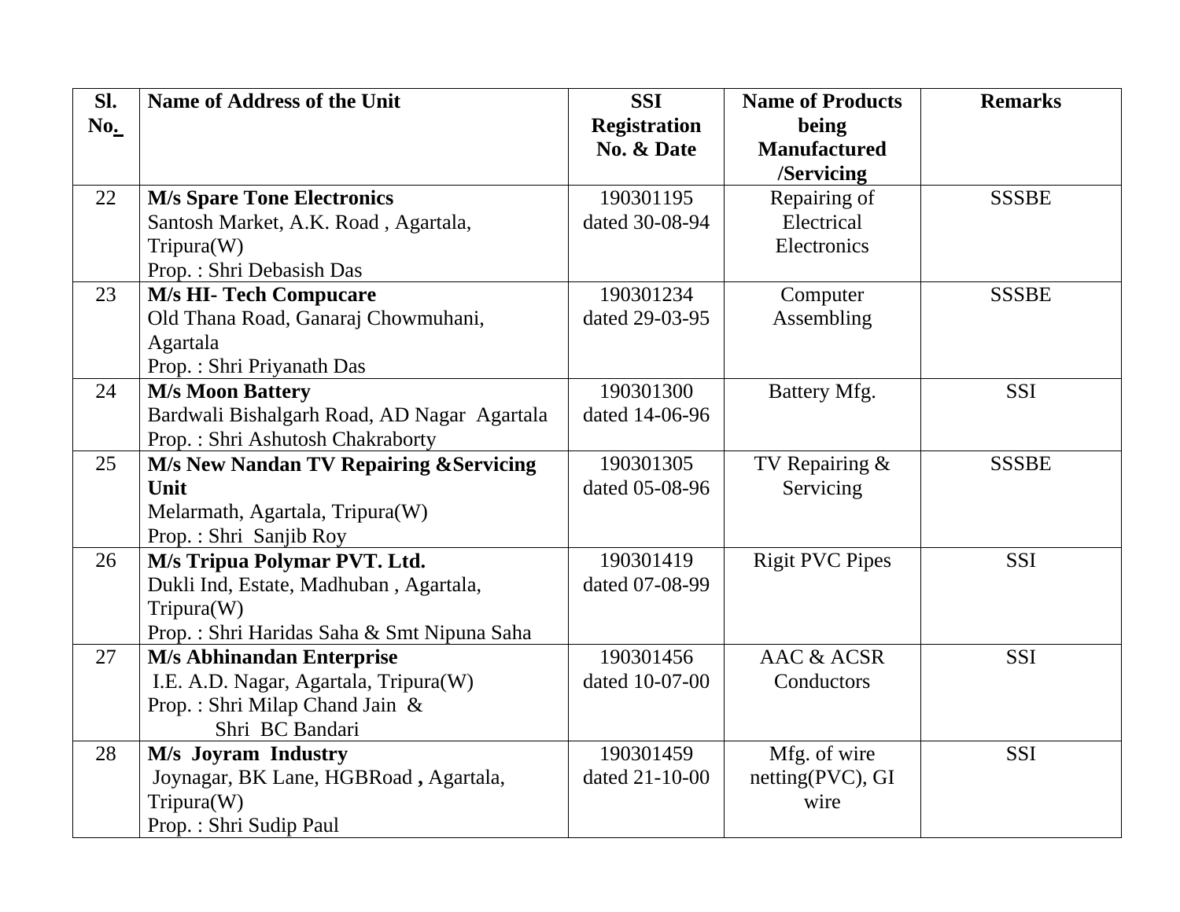| Sl. No. | Name of Address of the Unit | SSI Registration No. & Date | Name of Products being Manufactured /Servicing | Remarks |
|---|---|---|---|---|
| 22 | **M/s Spare Tone Electronics**<br>Santosh Market, A.K. Road , Agartala, Tripura(W)<br>Prop. : Shri Debasish Das | 190301195 dated 30-08-94 | Repairing of Electrical Electronics | SSSBE |
| 23 | **M/s HI- Tech Compucare**<br>Old Thana Road, Ganaraj Chowmuhani, Agartala<br>Prop. : Shri Priyanath Das | 190301234 dated 29-03-95 | Computer Assembling | SSSBE |
| 24 | **M/s Moon Battery**<br>Bardwali Bishalgarh Road, AD Nagar Agartala<br>Prop. : Shri Ashutosh Chakraborty | 190301300 dated 14-06-96 | Battery Mfg. | SSI |
| 25 | **M/s New Nandan TV Repairing &Servicing Unit**<br>Melarmath, Agartala, Tripura(W)<br>Prop. : Shri Sanjib Roy | 190301305 dated 05-08-96 | TV Repairing & Servicing | SSSBE |
| 26 | **M/s Tripua Polymar PVT. Ltd.**<br>Dukli Ind, Estate, Madhuban , Agartala, Tripura(W)<br>Prop. : Shri Haridas Saha & Smt Nipuna Saha | 190301419 dated 07-08-99 | Rigit PVC Pipes | SSI |
| 27 | **M/s Abhinandan Enterprise**<br>I.E. A.D. Nagar, Agartala, Tripura(W)<br>Prop. : Shri Milap Chand Jain &<br>Shri BC Bandari | 190301456 dated 10-07-00 | AAC & ACSR Conductors | SSI |
| 28 | **M/s Joyram Industry**<br>Joynagar, BK Lane, HGBRoad **,** Agartala, Tripura(W)<br>Prop. : Shri Sudip Paul | 190301459 dated 21-10-00 | Mfg. of wire netting(PVC), GI wire | SSI |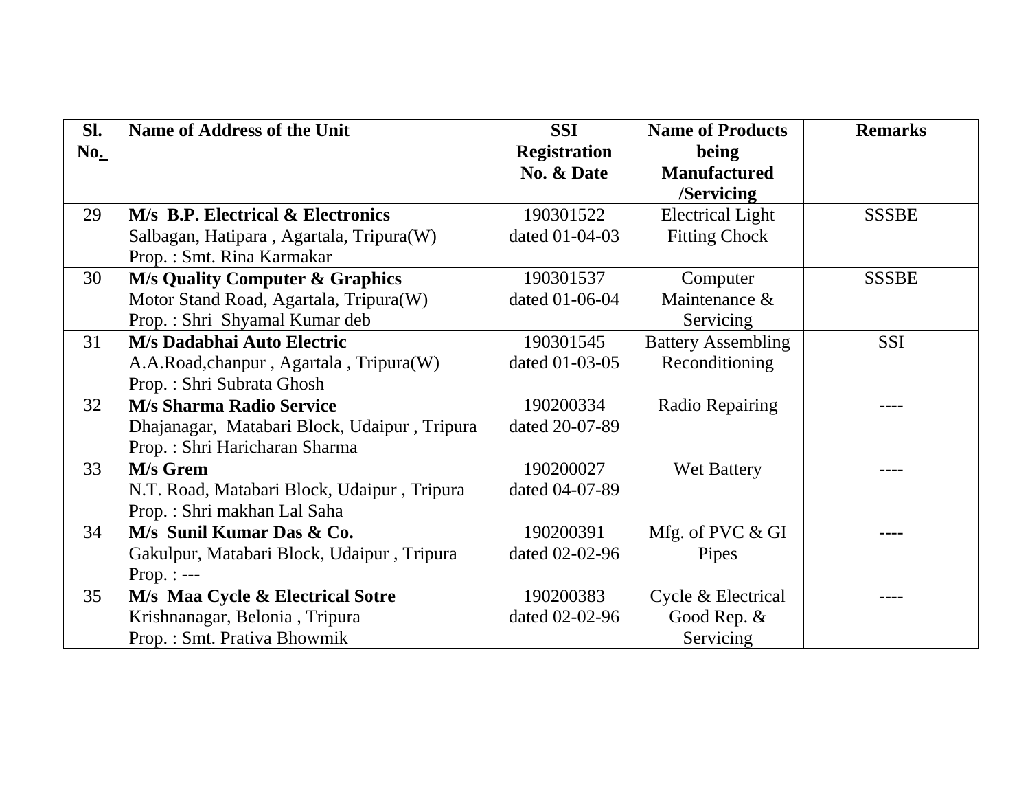| Sl. No. | Name of Address of the Unit | SSI Registration No. & Date | Name of Products being Manufactured /Servicing | Remarks |
|---|---|---|---|---|
| 29 | **M/s B.P. Electrical & Electronics**<br>Salbagan, Hatipara , Agartala, Tripura(W)<br>Prop. : Smt. Rina Karmakar | 190301522<br>dated 01-04-03 | Electrical Light Fitting Chock | SSSBE |
| 30 | **M/s Quality Computer & Graphics**<br>Motor Stand Road, Agartala, Tripura(W)<br>Prop. : Shri Shyamal Kumar deb | 190301537<br>dated 01-06-04 | Computer Maintenance & Servicing | SSSBE |
| 31 | **M/s Dadabhai Auto Electric**<br>A.A.Road,chanpur , Agartala , Tripura(W)<br>Prop. : Shri Subrata Ghosh | 190301545<br>dated 01-03-05 | Battery Assembling Reconditioning | SSI |
| 32 | **M/s Sharma Radio Service**<br>Dhajanagar, Matabari Block, Udaipur , Tripura<br>Prop. : Shri Haricharan Sharma | 190200334<br>dated 20-07-89 | Radio Repairing | ---- |
| 33 | **M/s Grem**<br>N.T. Road, Matabari Block, Udaipur , Tripura<br>Prop. : Shri makhan Lal Saha | 190200027<br>dated 04-07-89 | Wet Battery | ---- |
| 34 | **M/s Sunil Kumar Das & Co.**<br>Gakulpur, Matabari Block, Udaipur , Tripura<br>Prop. : --- | 190200391<br>dated 02-02-96 | Mfg. of PVC & GI Pipes | ---- |
| 35 | **M/s Maa Cycle & Electrical Sotre**<br>Krishnanagar, Belonia , Tripura<br>Prop. : Smt. Prativa Bhowmik | 190200383<br>dated 02-02-96 | Cycle & Electrical Good Rep. & Servicing | ---- |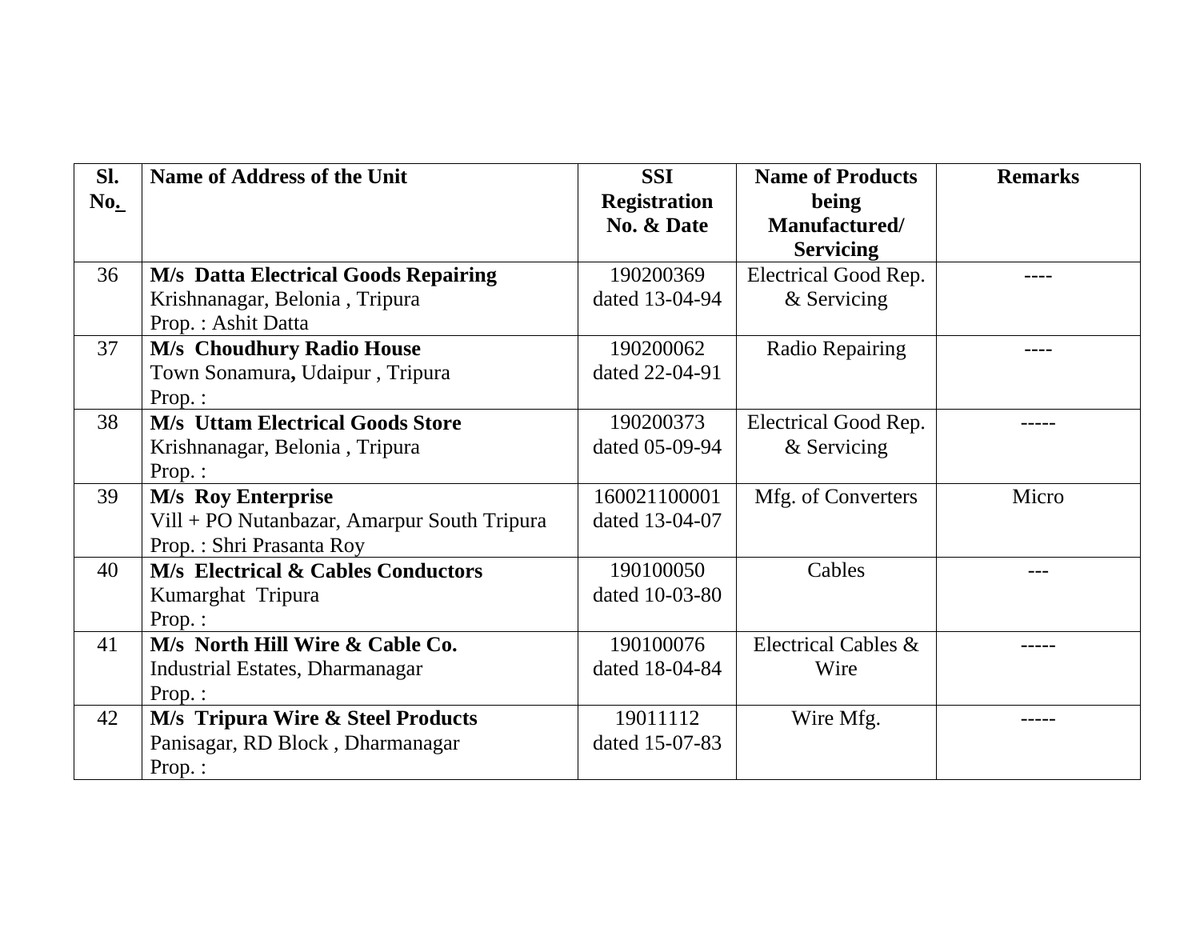| Sl. No. | Name of Address of the Unit | SSI Registration No. & Date | Name of Products being Manufactured/ Servicing | Remarks |
|---|---|---|---|---|
| 36 | **M/s Datta Electrical Goods Repairing**<br>Krishnanagar, Belonia , Tripura<br>Prop. : Ashit Datta | 190200369<br>dated 13-04-94 | Electrical Good Rep. & Servicing | ---- |
| 37 | **M/s Choudhury Radio House**<br>Town Sonamura**,** Udaipur , Tripura<br>Prop. : | 190200062<br>dated 22-04-91 | Radio Repairing | ---- |
| 38 | **M/s Uttam Electrical Goods Store**<br>Krishnanagar, Belonia , Tripura<br>Prop. : | 190200373<br>dated 05-09-94 | Electrical Good Rep. & Servicing | ----- |
| 39 | **M/s Roy Enterprise**<br>Vill + PO Nutanbazar, Amarpur South Tripura<br>Prop. : Shri Prasanta Roy | 160021100001<br>dated 13-04-07 | Mfg. of Converters | Micro |
| 40 | **M/s Electrical & Cables Conductors**<br>Kumarghat Tripura<br>Prop. : | 190100050<br>dated 10-03-80 | Cables | --- |
| 41 | **M/s North Hill Wire & Cable Co.**<br>Industrial Estates, Dharmanagar<br>Prop. : | 190100076<br>dated 18-04-84 | Electrical Cables & Wire | ----- |
| 42 | **M/s Tripura Wire & Steel Products**<br>Panisagar, RD Block , Dharmanagar<br>Prop. : | 19011112<br>dated 15-07-83 | Wire Mfg. | ----- |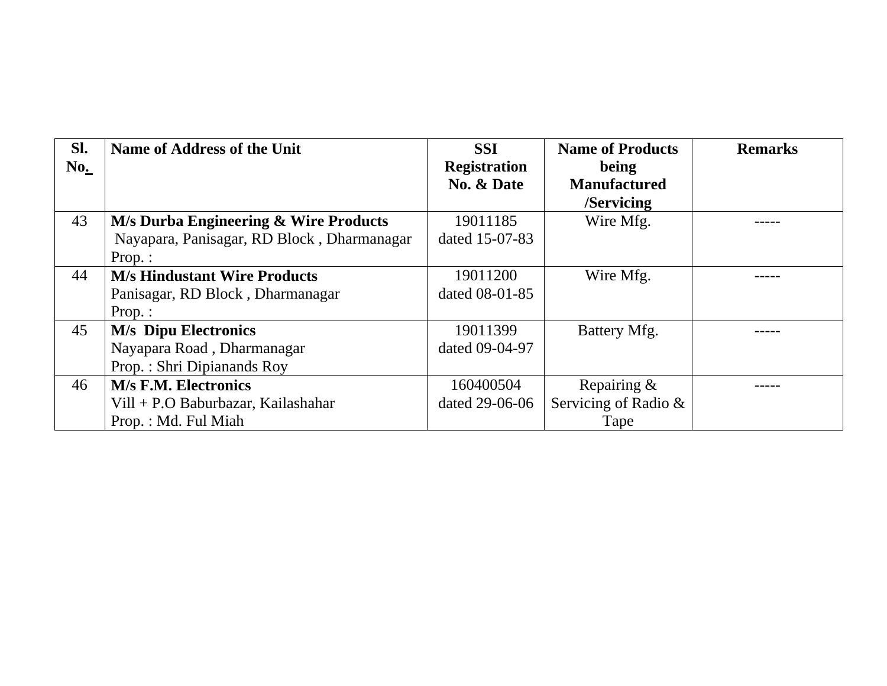| Sl. No. | Name of Address of the Unit | SSI Registration No. & Date | Name of Products being Manufactured /Servicing | Remarks |
| --- | --- | --- | --- | --- |
| 43 | **M/s Durba Engineering & Wire Products**<br>Nayapara, Panisagar, RD Block , Dharmanagar<br>Prop. : | 19011185 dated 15-07-83 | Wire Mfg. | ----- |
| 44 | **M/s Hindustant Wire Products**<br>Panisagar, RD Block , Dharmanagar<br>Prop. : | 19011200 dated 08-01-85 | Wire Mfg. | ----- |
| 45 | **M/s Dipu Electronics**<br>Nayapara Road , Dharmanagar<br>Prop. : Shri Dipianands Roy | 19011399 dated 09-04-97 | Battery Mfg. | ----- |
| 46 | **M/s F.M. Electronics**<br>Vill + P.O Baburbazar, Kailashahar<br>Prop. : Md. Ful Miah | 160400504 dated 29-06-06 | Repairing & Servicing of Radio & Tape | ----- |